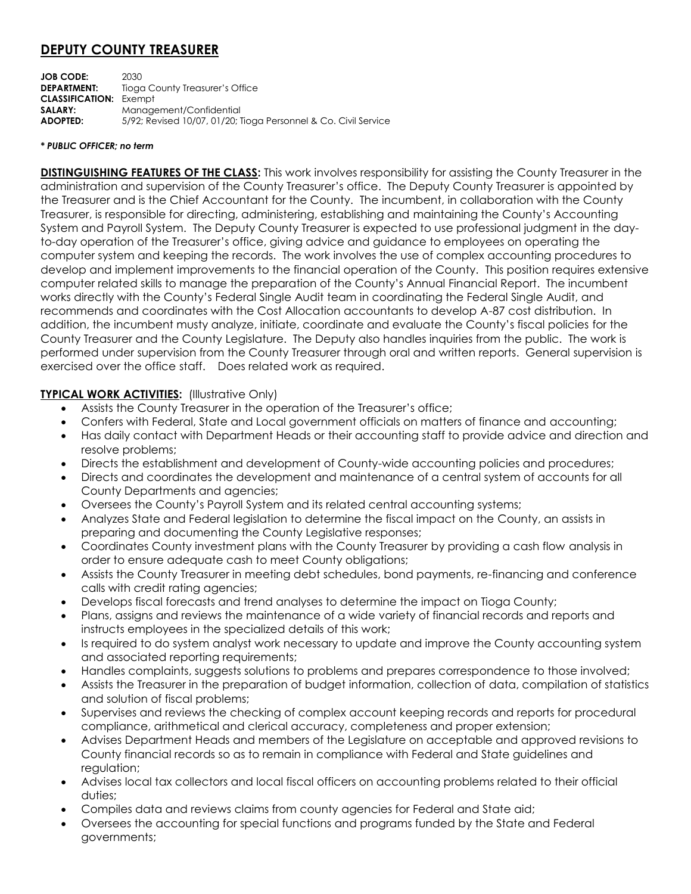# DEPUTY COUNTY TREASURER

**JOB CODE:** 2030
**DEPARTMENT:** Tioga County Treasurer's Office
**CLASSIFICATION:** Exempt
**SALARY:** Management/Confidential
**ADOPTED:** 5/92; Revised 10/07, 01/20; Tioga Personnel & Co. Civil Service

***\* PUBLIC OFFICER; no term***

**DISTINGUISHING FEATURES OF THE CLASS:** This work involves responsibility for assisting the County Treasurer in the administration and supervision of the County Treasurer's office. The Deputy County Treasurer is appointed by the Treasurer and is the Chief Accountant for the County. The incumbent, in collaboration with the County Treasurer, is responsible for directing, administering, establishing and maintaining the County's Accounting System and Payroll System. The Deputy County Treasurer is expected to use professional judgment in the day-to-day operation of the Treasurer's office, giving advice and guidance to employees on operating the computer system and keeping the records. The work involves the use of complex accounting procedures to develop and implement improvements to the financial operation of the County. This position requires extensive computer related skills to manage the preparation of the County's Annual Financial Report. The incumbent works directly with the County's Federal Single Audit team in coordinating the Federal Single Audit, and recommends and coordinates with the Cost Allocation accountants to develop A-87 cost distribution. In addition, the incumbent musty analyze, initiate, coordinate and evaluate the County's fiscal policies for the County Treasurer and the County Legislature. The Deputy also handles inquiries from the public. The work is performed under supervision from the County Treasurer through oral and written reports. General supervision is exercised over the office staff. Does related work as required.

**TYPICAL WORK ACTIVITIES:** (Illustrative Only)

- Assists the County Treasurer in the operation of the Treasurer's office;
- Confers with Federal, State and Local government officials on matters of finance and accounting;
- Has daily contact with Department Heads or their accounting staff to provide advice and direction and resolve problems;
- Directs the establishment and development of County-wide accounting policies and procedures;
- Directs and coordinates the development and maintenance of a central system of accounts for all County Departments and agencies;
- Oversees the County's Payroll System and its related central accounting systems;
- Analyzes State and Federal legislation to determine the fiscal impact on the County, an assists in preparing and documenting the County Legislative responses;
- Coordinates County investment plans with the County Treasurer by providing a cash flow analysis in order to ensure adequate cash to meet County obligations;
- Assists the County Treasurer in meeting debt schedules, bond payments, re-financing and conference calls with credit rating agencies;
- Develops fiscal forecasts and trend analyses to determine the impact on Tioga County;
- Plans, assigns and reviews the maintenance of a wide variety of financial records and reports and instructs employees in the specialized details of this work;
- Is required to do system analyst work necessary to update and improve the County accounting system and associated reporting requirements;
- Handles complaints, suggests solutions to problems and prepares correspondence to those involved;
- Assists the Treasurer in the preparation of budget information, collection of data, compilation of statistics and solution of fiscal problems;
- Supervises and reviews the checking of complex account keeping records and reports for procedural compliance, arithmetical and clerical accuracy, completeness and proper extension;
- Advises Department Heads and members of the Legislature on acceptable and approved revisions to County financial records so as to remain in compliance with Federal and State guidelines and regulation;
- Advises local tax collectors and local fiscal officers on accounting problems related to their official duties;
- Compiles data and reviews claims from county agencies for Federal and State aid;
- Oversees the accounting for special functions and programs funded by the State and Federal governments;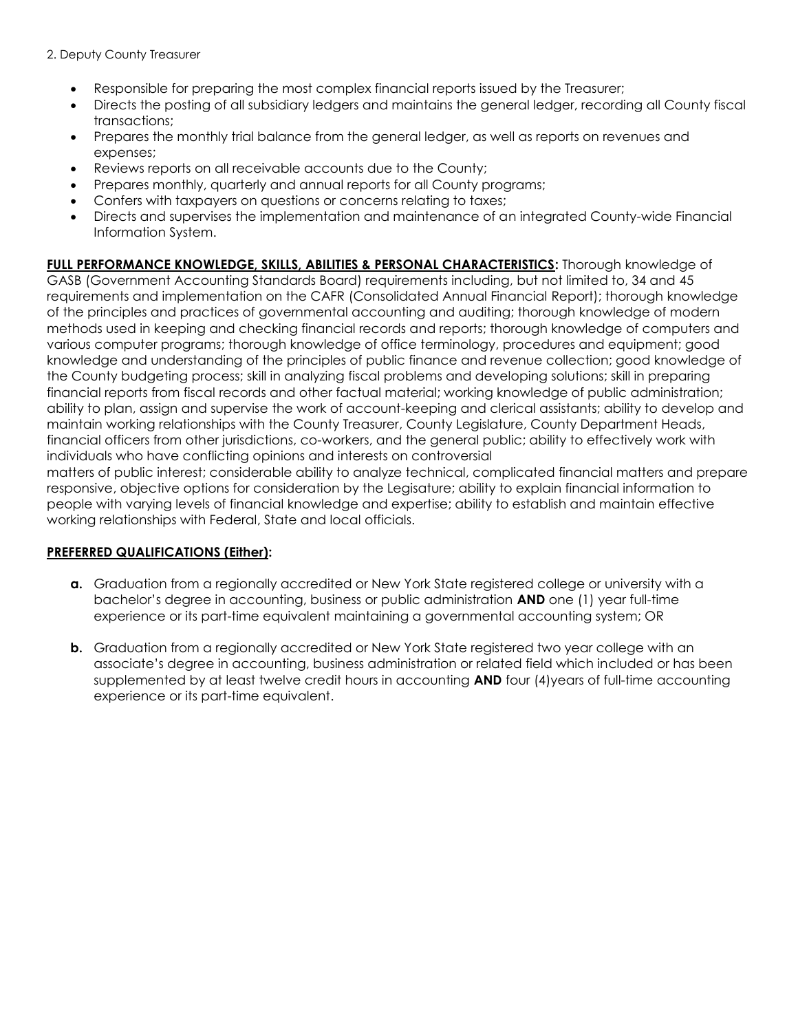2. Deputy County Treasurer

- Responsible for preparing the most complex financial reports issued by the Treasurer;
- Directs the posting of all subsidiary ledgers and maintains the general ledger, recording all County fiscal transactions;
- Prepares the monthly trial balance from the general ledger, as well as reports on revenues and expenses;
- Reviews reports on all receivable accounts due to the County;
- Prepares monthly, quarterly and annual reports for all County programs;
- Confers with taxpayers on questions or concerns relating to taxes;
- Directs and supervises the implementation and maintenance of an integrated County-wide Financial Information System.

**FULL PERFORMANCE KNOWLEDGE, SKILLS, ABILITIES & PERSONAL CHARACTERISTICS:** Thorough knowledge of GASB (Government Accounting Standards Board) requirements including, but not limited to, 34 and 45 requirements and implementation on the CAFR (Consolidated Annual Financial Report); thorough knowledge of the principles and practices of governmental accounting and auditing; thorough knowledge of modern methods used in keeping and checking financial records and reports; thorough knowledge of computers and various computer programs; thorough knowledge of office terminology, procedures and equipment; good knowledge and understanding of the principles of public finance and revenue collection; good knowledge of the County budgeting process; skill in analyzing fiscal problems and developing solutions; skill in preparing financial reports from fiscal records and other factual material; working knowledge of public administration; ability to plan, assign and supervise the work of account-keeping and clerical assistants; ability to develop and maintain working relationships with the County Treasurer, County Legislature, County Department Heads, financial officers from other jurisdictions, co-workers, and the general public; ability to effectively work with individuals who have conflicting opinions and interests on controversial matters of public interest; considerable ability to analyze technical, complicated financial matters and prepare responsive, objective options for consideration by the Legisature; ability to explain financial information to people with varying levels of financial knowledge and expertise; ability to establish and maintain effective working relationships with Federal, State and local officials.

**PREFERRED QUALIFICATIONS (Either):**

**a.** Graduation from a regionally accredited or New York State registered college or university with a bachelor's degree in accounting, business or public administration **AND** one (1) year full-time experience or its part-time equivalent maintaining a governmental accounting system; OR

**b.** Graduation from a regionally accredited or New York State registered two year college with an associate's degree in accounting, business administration or related field which included or has been supplemented by at least twelve credit hours in accounting **AND** four (4)years of full-time accounting experience or its part-time equivalent.